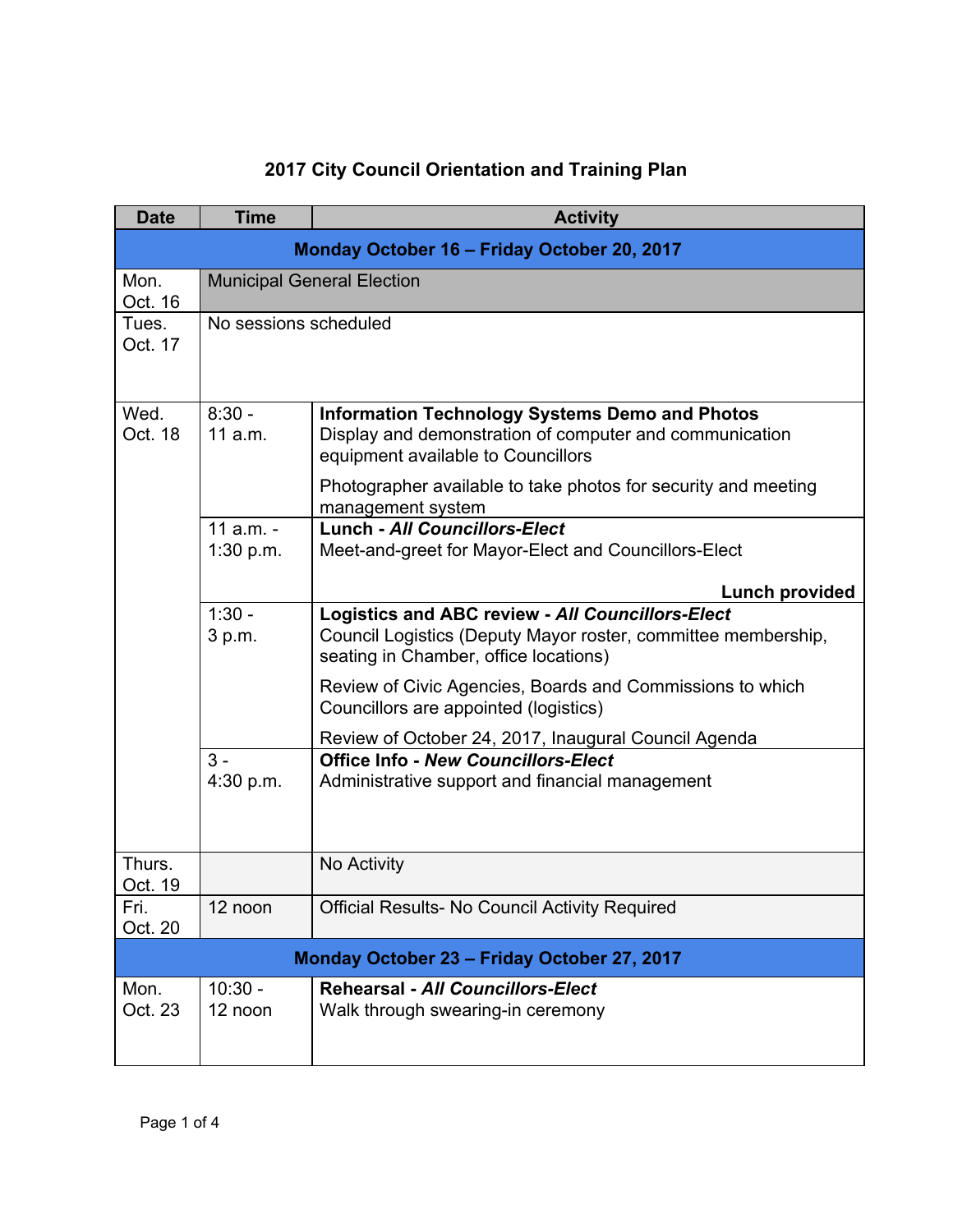# 2017 City Council Orientation and Training Plan

| Date | Time | Activity |
|---|---|---|
| **Monday October 16 – Friday October 20, 2017** | | |
| Mon. Oct. 16 | Municipal General Election | |
| Tues. Oct. 17 | No sessions scheduled | |
| Wed. Oct. 18 | 8:30 - 11 a.m. | **Information Technology Systems Demo and Photos**<br>Display and demonstration of computer and communication equipment available to Councillors<br><br>Photographer available to take photos for security and meeting management system |
| | 11 a.m. - 1:30 p.m. | **Lunch - *All Councillors-Elect***<br>Meet-and-greet for Mayor-Elect and Councillors-Elect<br><br>**Lunch provided** |
| | 1:30 - 3 p.m. | **Logistics and ABC review - *All Councillors-Elect***<br>Council Logistics (Deputy Mayor roster, committee membership, seating in Chamber, office locations)<br><br>Review of Civic Agencies, Boards and Commissions to which Councillors are appointed (logistics)<br><br>Review of October 24, 2017, Inaugural Council Agenda |
| | 3 - 4:30 p.m. | **Office Info - *New Councillors-Elect***<br>Administrative support and financial management |
| Thurs. Oct. 19 | | No Activity |
| Fri. Oct. 20 | 12 noon | Official Results- No Council Activity Required |
| **Monday October 23 – Friday October 27, 2017** | | |
| Mon. Oct. 23 | 10:30 - 12 noon | **Rehearsal - *All Councillors-Elect***<br>Walk through swearing-in ceremony |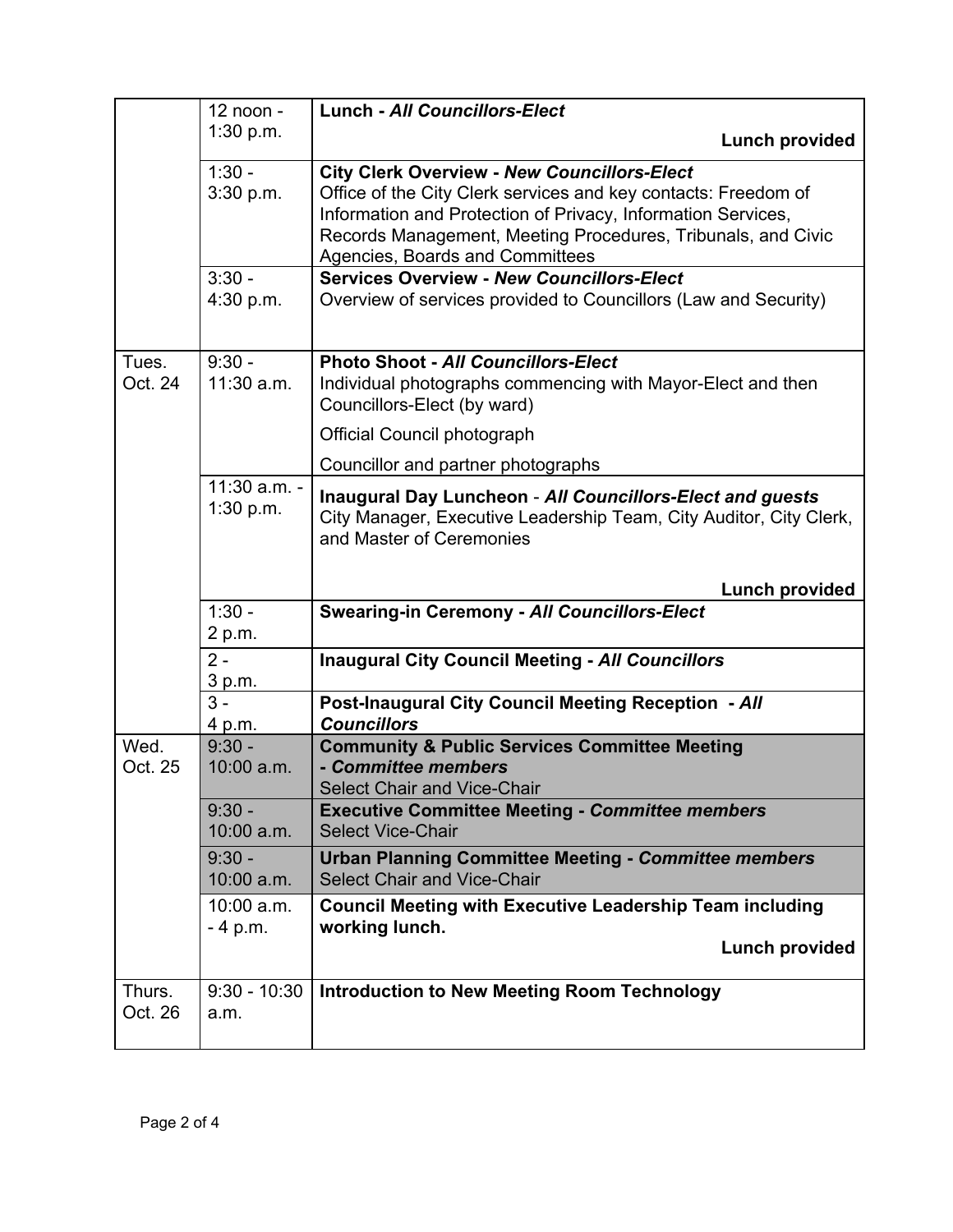| | | |
|---|---|---|
| | 12 noon - 1:30 p.m. | **Lunch - *All Councillors-Elect*** <br> **Lunch provided** |
| | 1:30 - 3:30 p.m. | **City Clerk Overview - *New Councillors-Elect*** <br> Office of the City Clerk services and key contacts: Freedom of Information and Protection of Privacy, Information Services, Records Management, Meeting Procedures, Tribunals, and Civic Agencies, Boards and Committees |
| | 3:30 - 4:30 p.m. | **Services Overview - *New Councillors-Elect*** <br> Overview of services provided to Councillors (Law and Security) |
| Tues. Oct. 24 | 9:30 - 11:30 a.m. | **Photo Shoot - *All Councillors-Elect*** <br> Individual photographs commencing with Mayor-Elect and then Councillors-Elect (by ward) <br> Official Council photograph <br> Councillor and partner photographs |
| | 11:30 a.m. - 1:30 p.m. | **Inaugural Day Luncheon** - ***All Councillors-Elect and guests*** <br> City Manager, Executive Leadership Team, City Auditor, City Clerk, and Master of Ceremonies <br> **Lunch provided** |
| | 1:30 - 2 p.m. | **Swearing-in Ceremony - *All Councillors-Elect*** |
| | 2 - 3 p.m. | **Inaugural City Council Meeting - *All Councillors*** |
| | 3 - 4 p.m. | **Post-Inaugural City Council Meeting Reception - *All Councillors*** |
| Wed. Oct. 25 | 9:30 - 10:00 a.m. | **Community & Public Services Committee Meeting - *Committee members*** <br> Select Chair and Vice-Chair |
| | 9:30 - 10:00 a.m. | **Executive Committee Meeting - *Committee members*** <br> Select Vice-Chair |
| | 9:30 - 10:00 a.m. | **Urban Planning Committee Meeting - *Committee members*** <br> Select Chair and Vice-Chair |
| | 10:00 a.m. - 4 p.m. | **Council Meeting with Executive Leadership Team including working lunch.** <br> **Lunch provided** |
| Thurs. Oct. 26 | 9:30 - 10:30 a.m. | **Introduction to New Meeting Room Technology** |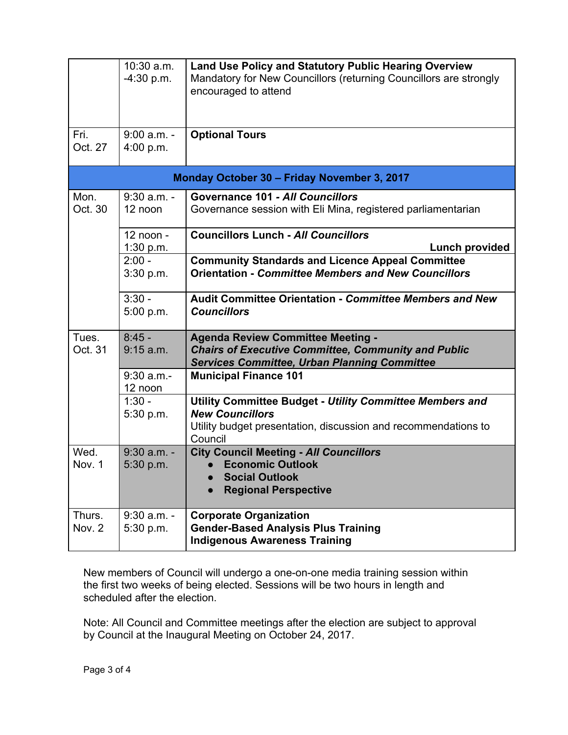|  |  |  |
|---|---|---|
|  | 10:30 a.m. -4:30 p.m. | **Land Use Policy and Statutory Public Hearing Overview** Mandatory for New Councillors (returning Councillors are strongly encouraged to attend |
| Fri. Oct. 27 | 9:00 a.m. - 4:00 p.m. | **Optional Tours** |
| **Monday October 30 – Friday November 3, 2017** |  |  |
| Mon. Oct. 30 | 9:30 a.m. - 12 noon | **Governance 101 - *All Councillors*** Governance session with Eli Mina, registered parliamentarian |
|  | 12 noon - 1:30 p.m. | **Councillors Lunch - *All Councillors*** **Lunch provided** |
|  | 2:00 - 3:30 p.m. | **Community Standards and Licence Appeal Committee Orientation - *Committee Members and New Councillors*** |
|  | 3:30 - 5:00 p.m. | **Audit Committee Orientation - *Committee Members and New Councillors*** |
| Tues. Oct. 31 | 8:45 - 9:15 a.m. | **Agenda Review Committee Meeting - *Chairs of Executive Committee, Community and Public Services Committee, Urban Planning Committee*** |
|  | 9:30 a.m.- 12 noon | **Municipal Finance 101** |
|  | 1:30 - 5:30 p.m. | **Utility Committee Budget - *Utility Committee Members and New Councillors*** Utility budget presentation, discussion and recommendations to Council |
| Wed. Nov. 1 | 9:30 a.m. - 5:30 p.m. | **City Council Meeting - *All Councillors*** <br>● **Economic Outlook** <br>● **Social Outlook** <br>● **Regional Perspective** |
| Thurs. Nov. 2 | 9:30 a.m. - 5:30 p.m. | **Corporate Organization** **Gender-Based Analysis Plus Training** **Indigenous Awareness Training** |

New members of Council will undergo a one-on-one media training session within the first two weeks of being elected. Sessions will be two hours in length and scheduled after the election.

Note: All Council and Committee meetings after the election are subject to approval by Council at the Inaugural Meeting on October 24, 2017.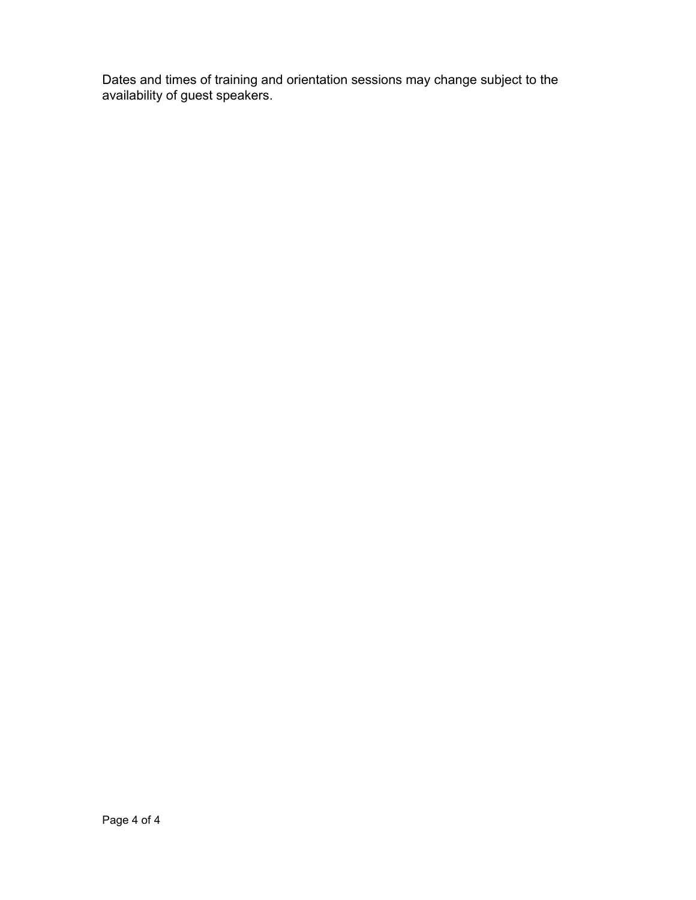Dates and times of training and orientation sessions may change subject to the availability of guest speakers.